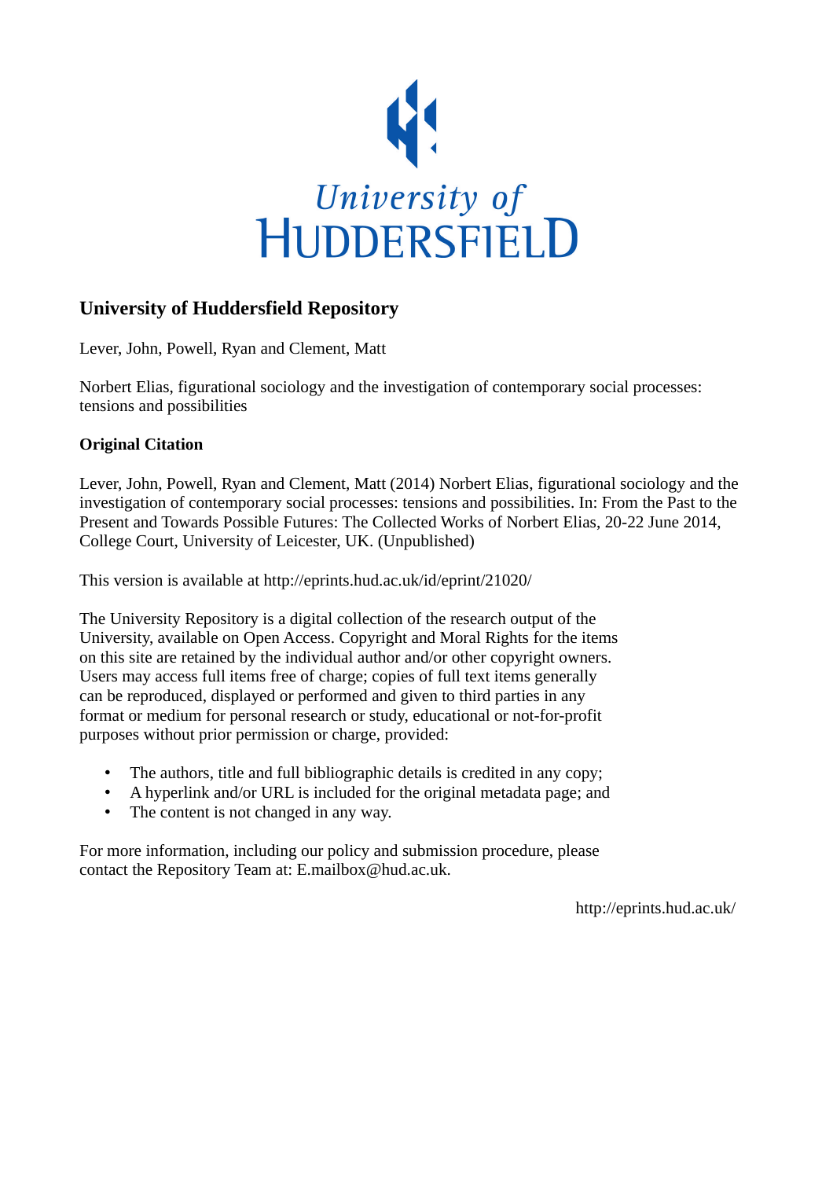University of HUDDERSFIELD

## University of Huddersfield Repository

Lever, John, Powell, Ryan and Clement, Matt

Norbert Elias, figurational sociology and the investigation of contemporary social processes: tensions and possibilities

### Original Citation

Lever, John, Powell, Ryan and Clement, Matt (2014) Norbert Elias, figurational sociology and the investigation of contemporary social processes: tensions and possibilities. In: From the Past to the Present and Towards Possible Futures: The Collected Works of Norbert Elias, 20-22 June 2014, College Court, University of Leicester, UK. (Unpublished)

This version is available at http://eprints.hud.ac.uk/id/eprint/21020/

The University Repository is a digital collection of the research output of the University, available on Open Access. Copyright and Moral Rights for the items on this site are retained by the individual author and/or other copyright owners. Users may access full items free of charge; copies of full text items generally can be reproduced, displayed or performed and given to third parties in any format or medium for personal research or study, educational or not-for-profit purposes without prior permission or charge, provided:

- The authors, title and full bibliographic details is credited in any copy;
- A hyperlink and/or URL is included for the original metadata page; and
- The content is not changed in any way.

For more information, including our policy and submission procedure, please contact the Repository Team at: E.mailbox@hud.ac.uk.

http://eprints.hud.ac.uk/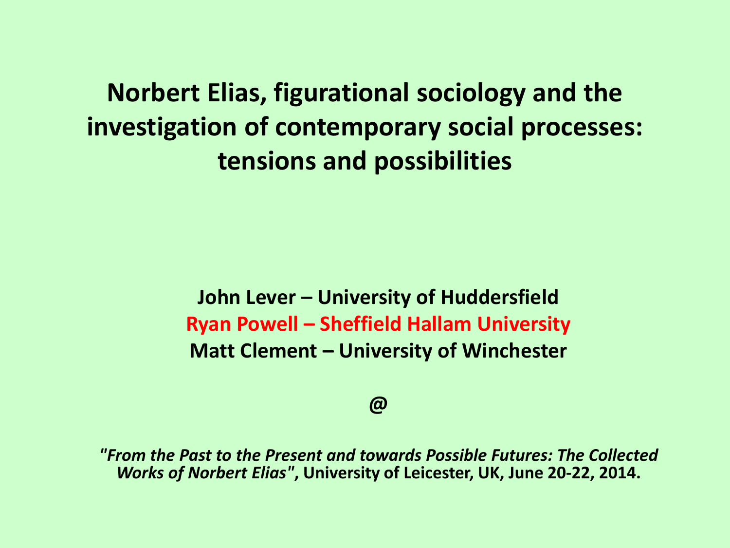# Norbert Elias, figurational sociology and the investigation of contemporary social processes: tensions and possibilities

**John Lever – University of Huddersfield**
**Ryan Powell – Sheffield Hallam University**
**Matt Clement – University of Winchester**

**@**

***"From the Past to the Present and towards Possible Futures: The Collected Works of Norbert Elias"*, University of Leicester, UK, June 20-22, 2014.**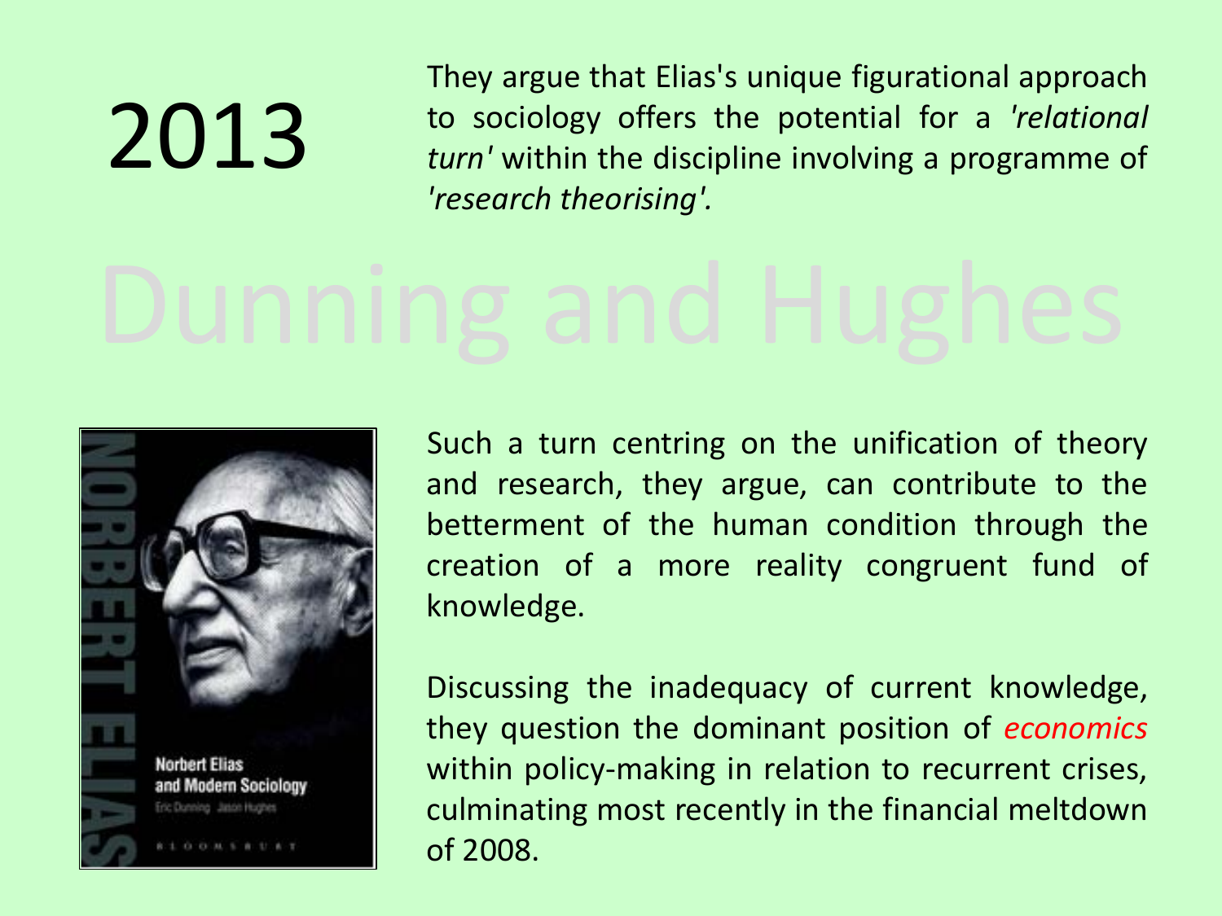# 2013

They argue that Elias's unique figurational approach to sociology offers the potential for a *'relational turn'* within the discipline involving a programme of *'research theorising'.*

## Dunning and Hughes

Such a turn centring on the unification of theory and research, they argue, can contribute to the betterment of the human condition through the creation of a more reality congruent fund of knowledge.

Discussing the inadequacy of current knowledge, they question the dominant position of *economics* within policy-making in relation to recurrent crises, culminating most recently in the financial meltdown of 2008.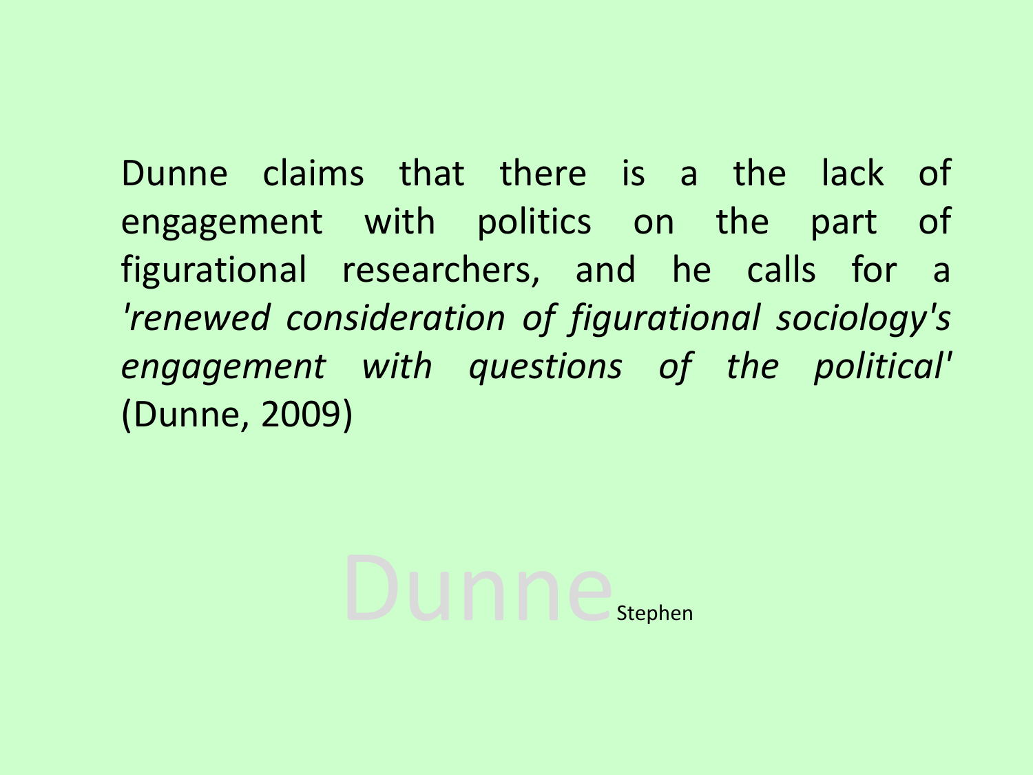Dunne claims that there is a the lack of engagement with politics on the part of figurational researchers, and he calls for a *'renewed consideration of figurational sociology's engagement with questions of the political'* (Dunne, 2009)

Dunne Stephen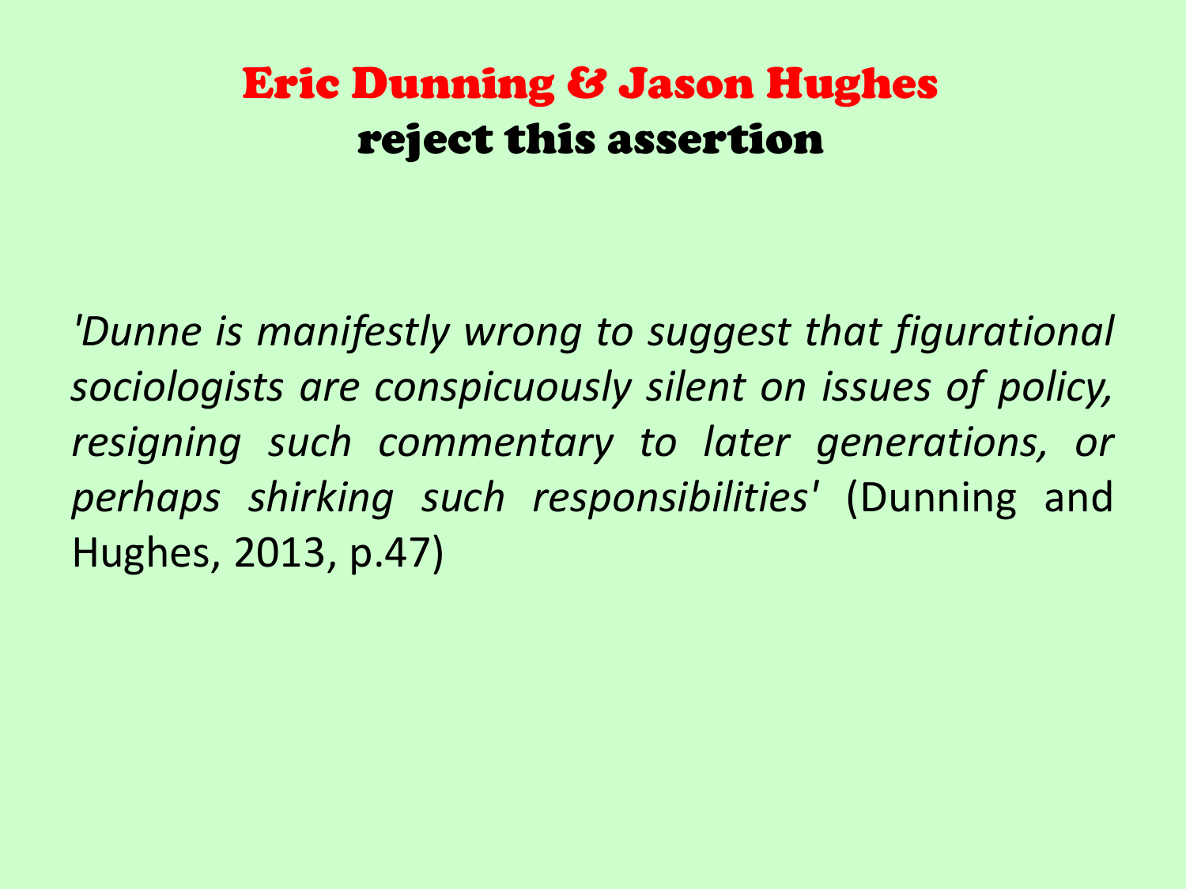# Eric Dunning & Jason Hughes
## reject this assertion

*'Dunne is manifestly wrong to suggest that figurational sociologists are conspicuously silent on issues of policy, resigning such commentary to later generations, or perhaps shirking such responsibilities'* (Dunning and Hughes, 2013, p.47)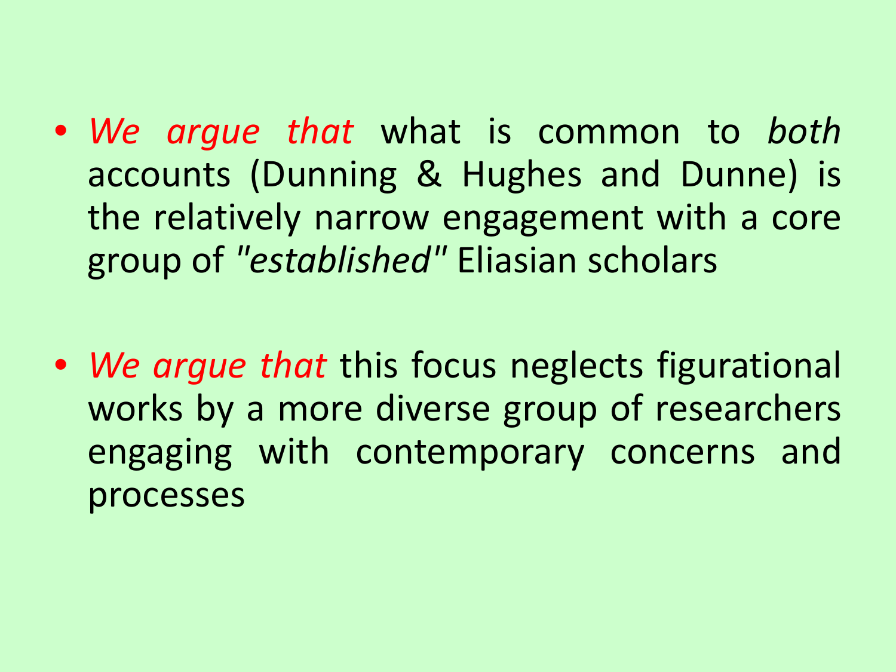- *We argue that* what is common to *both* accounts (Dunning & Hughes and Dunne) is the relatively narrow engagement with a core group of *"established"* Eliasian scholars

- *We argue that* this focus neglects figurational works by a more diverse group of researchers engaging with contemporary concerns and processes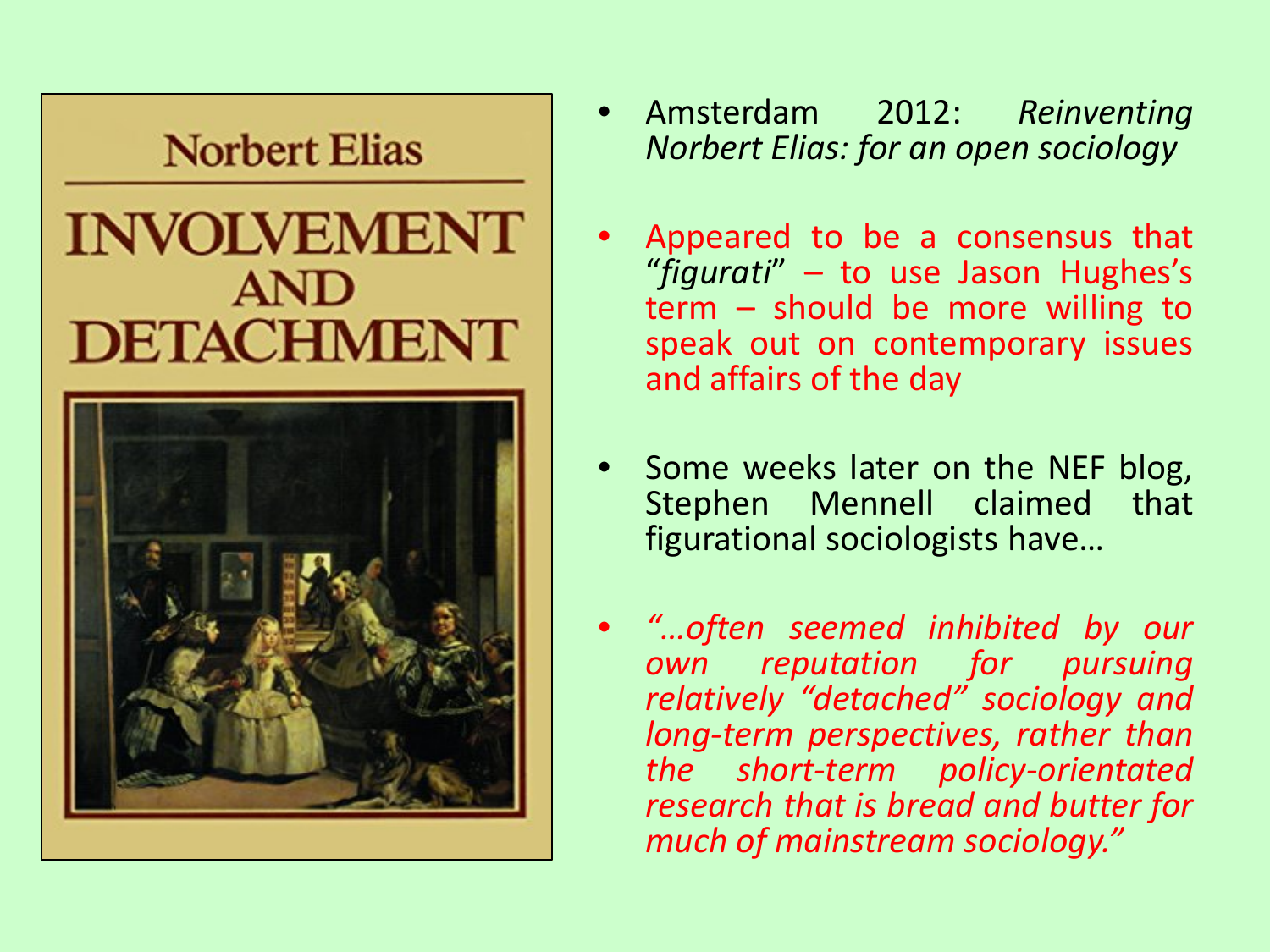Norbert Elias

INVOLVEMENT AND DETACHMENT

- Amsterdam 2012: *Reinventing Norbert Elias: for an open sociology*
- Appeared to be a consensus that "*figurati*" – to use Jason Hughes's term – should be more willing to speak out on contemporary issues and affairs of the day
- Some weeks later on the NEF blog, Stephen Mennell claimed that figurational sociologists have…
- *"…often seemed inhibited by our own reputation for pursuing relatively "detached" sociology and long-term perspectives, rather than the short-term policy-orientated research that is bread and butter for much of mainstream sociology."*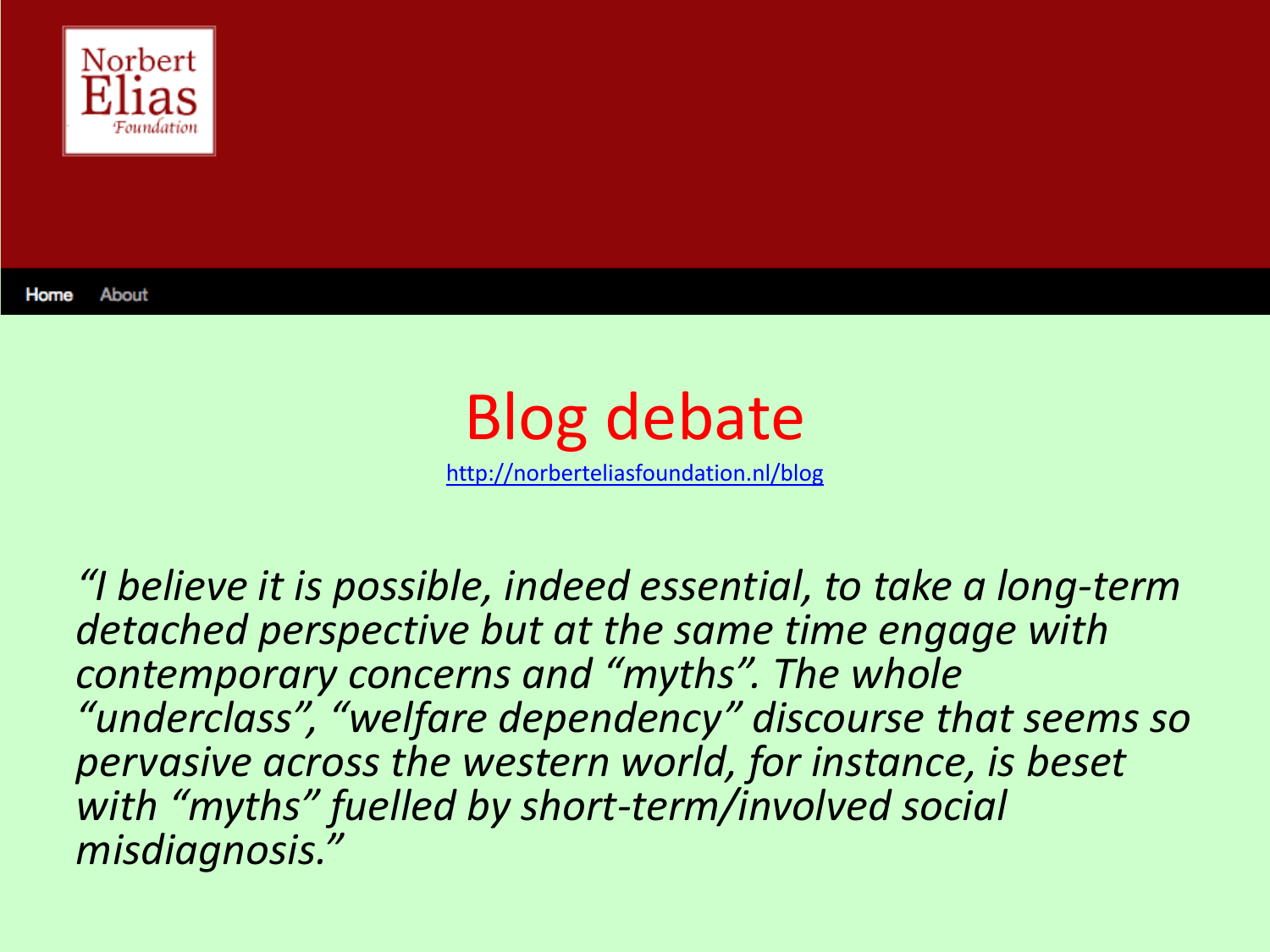Norbert Elias Foundation

Home About

# Blog debate

http://norberteliasfoundation.nl/blog

*"I believe it is possible, indeed essential, to take a long-term detached perspective but at the same time engage with contemporary concerns and "myths". The whole "underclass", "welfare dependency" discourse that seems so pervasive across the western world, for instance, is beset with "myths" fuelled by short-term/involved social misdiagnosis."*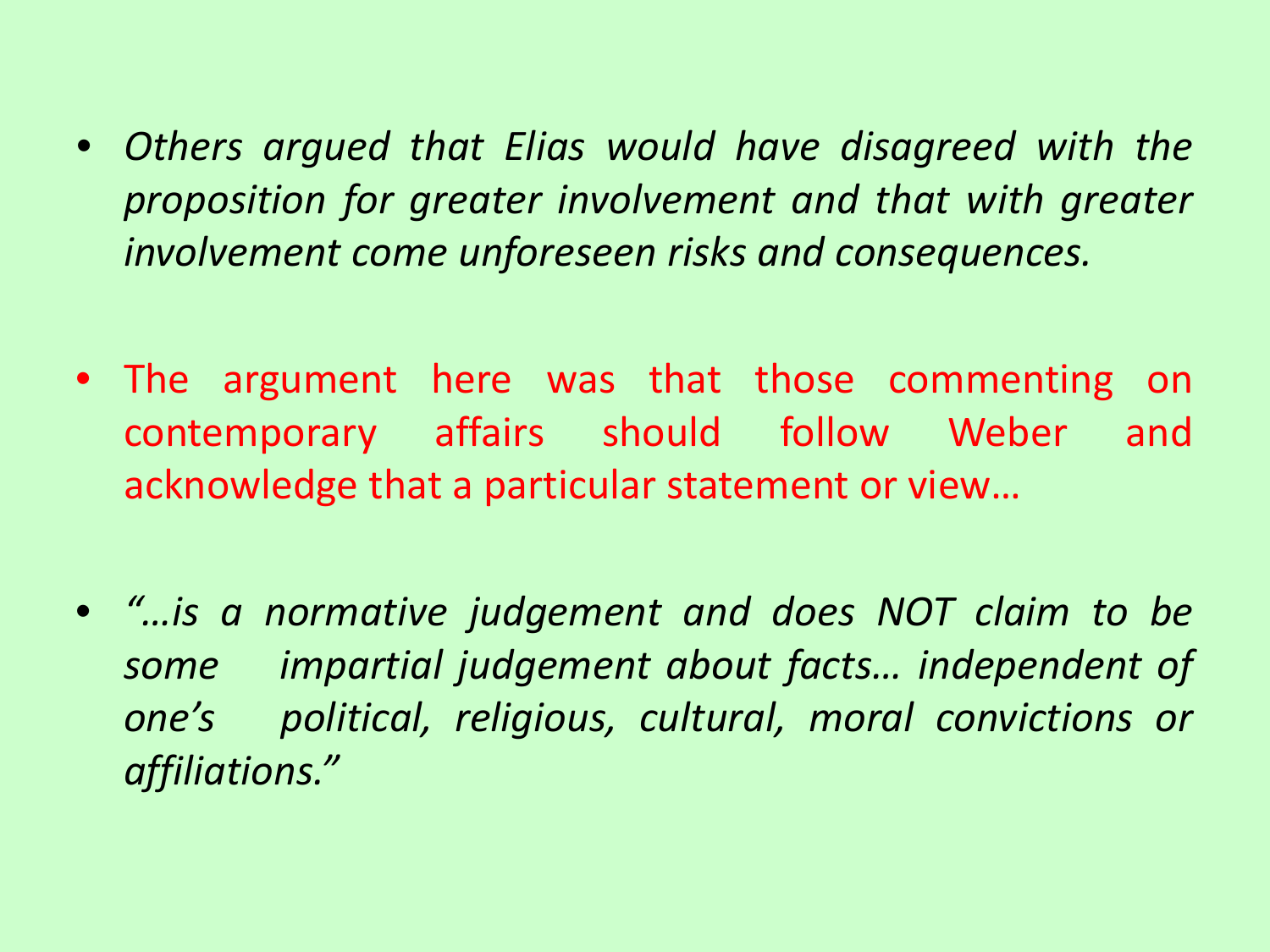- *Others argued that Elias would have disagreed with the proposition for greater involvement and that with greater involvement come unforeseen risks and consequences.*

- The argument here was that those commenting on contemporary affairs should follow Weber and acknowledge that a particular statement or view…

- *"…is a normative judgement and does NOT claim to be some impartial judgement about facts… independent of one's political, religious, cultural, moral convictions or affiliations."*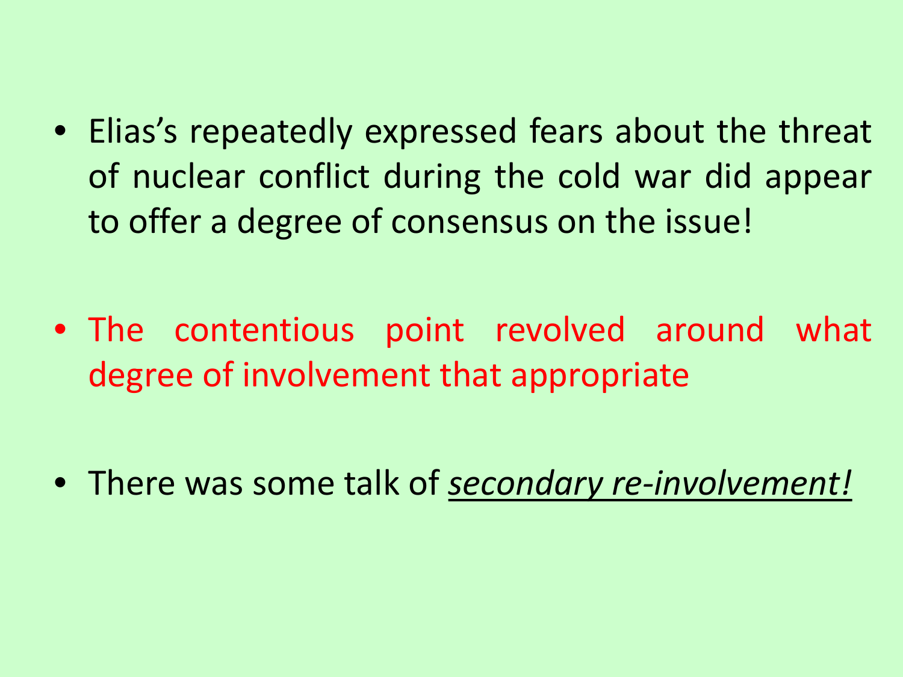- Elias's repeatedly expressed fears about the threat of nuclear conflict during the cold war did appear to offer a degree of consensus on the issue!

- The contentious point revolved around what degree of involvement that appropriate

- There was some talk of ***<u>secondary re-involvement!</u>***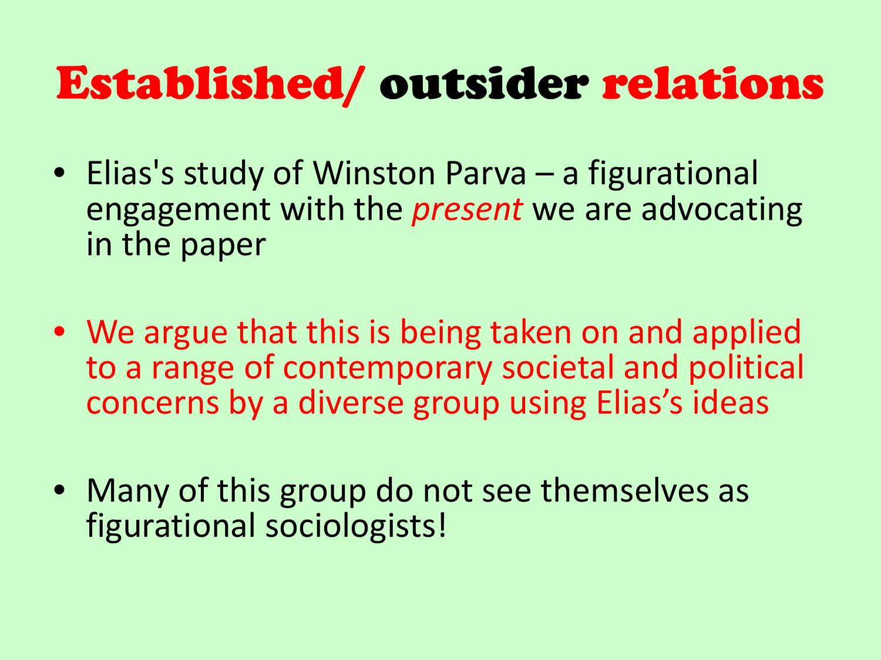# Established/ outsider relations

- Elias's study of Winston Parva – a figurational engagement with the *present* we are advocating in the paper

- We argue that this is being taken on and applied to a range of contemporary societal and political concerns by a diverse group using Elias's ideas

- Many of this group do not see themselves as figurational sociologists!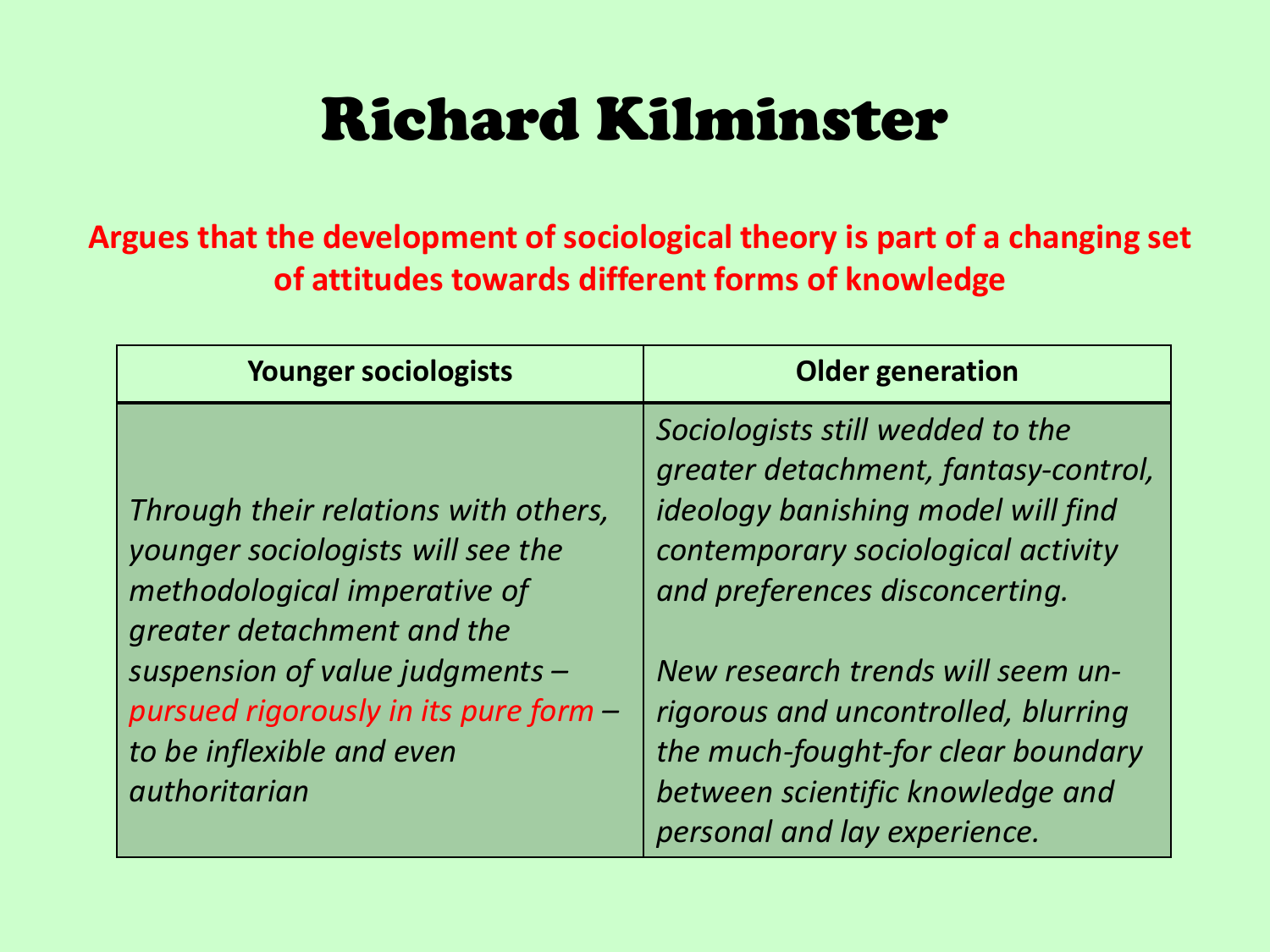# Richard Kilminster

**Argues that the development of sociological theory is part of a changing set of attitudes towards different forms of knowledge**

| Younger sociologists | Older generation |
| --- | --- |
| *Through their relations with others, younger sociologists will see the methodological imperative of greater detachment and the suspension of value judgments – pursued rigorously in its pure form – to be inflexible and even authoritarian* | *Sociologists still wedded to the greater detachment, fantasy-control, ideology banishing model will find contemporary sociological activity and preferences disconcerting.* <br><br> *New research trends will seem un-rigorous and uncontrolled, blurring the much-fought-for clear boundary between scientific knowledge and personal and lay experience.* |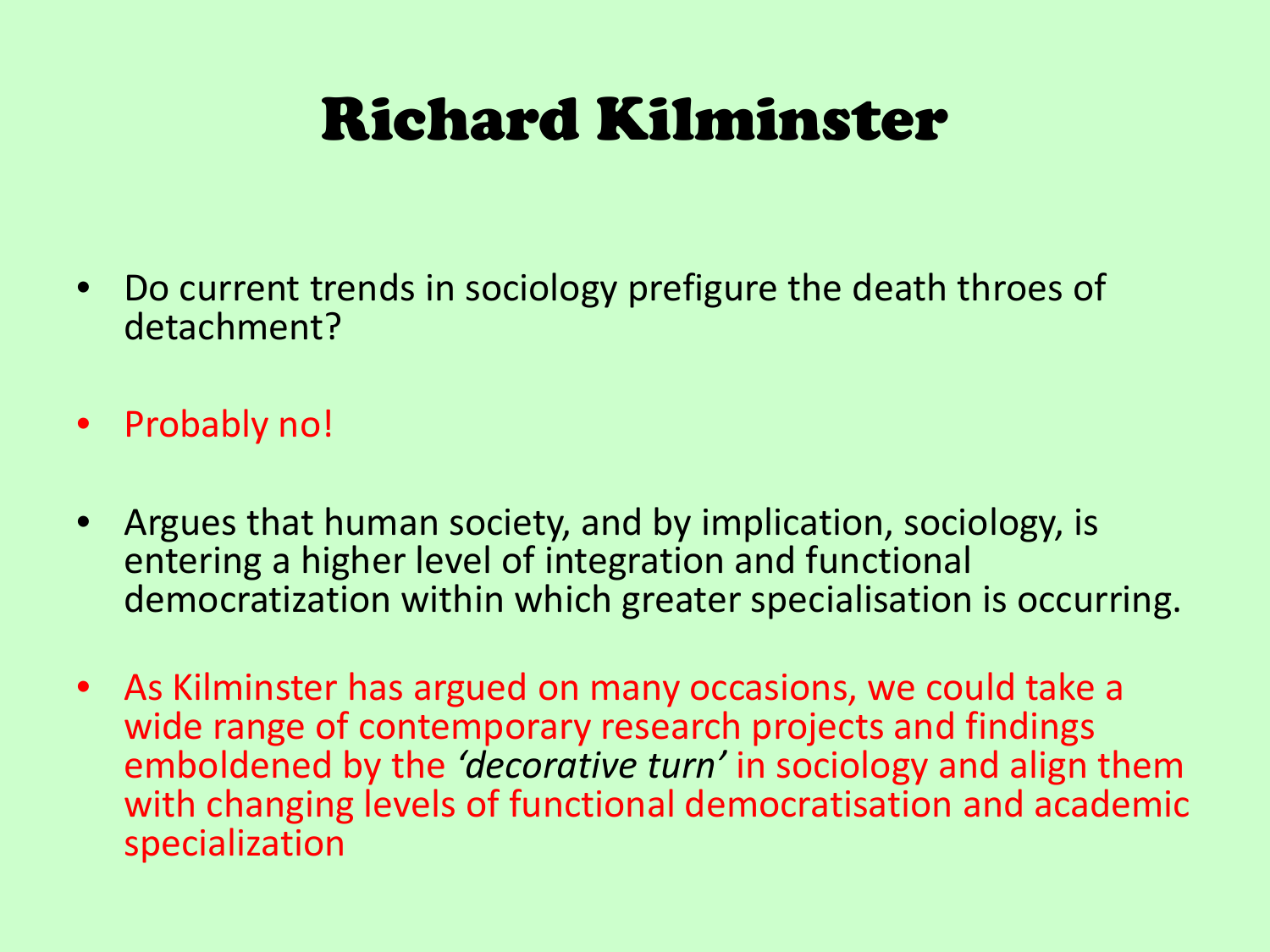# Richard Kilminster

- Do current trends in sociology prefigure the death throes of detachment?
- Probably no!
- Argues that human society, and by implication, sociology, is entering a higher level of integration and functional democratization within which greater specialisation is occurring.
- As Kilminster has argued on many occasions, we could take a wide range of contemporary research projects and findings emboldened by the *'decorative turn'* in sociology and align them with changing levels of functional democratisation and academic specialization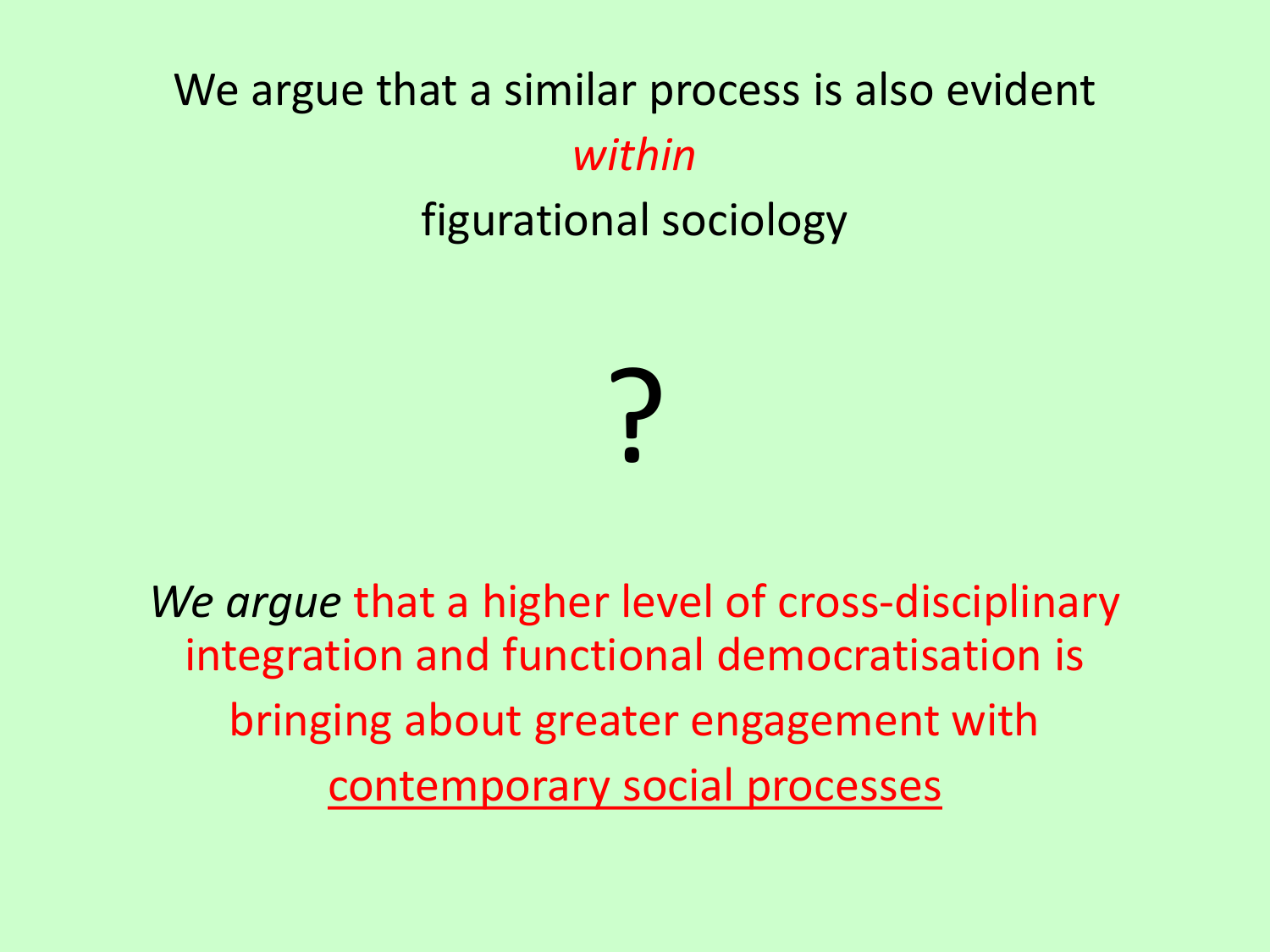We argue that a similar process is also evident

*within*

figurational sociology

?

*We argue* that a higher level of cross-disciplinary integration and functional democratisation is bringing about greater engagement with contemporary social processes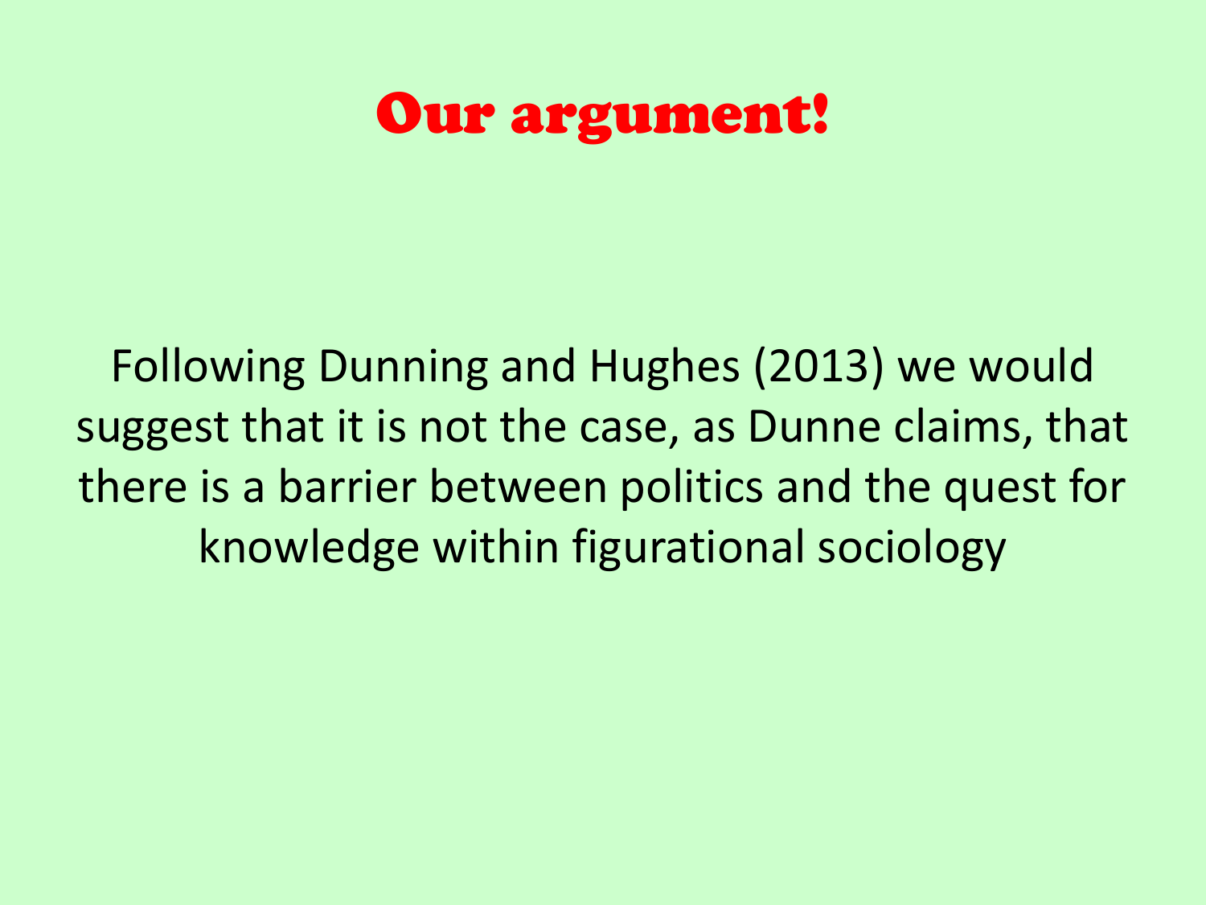# Our argument!

Following Dunning and Hughes (2013) we would suggest that it is not the case, as Dunne claims, that there is a barrier between politics and the quest for knowledge within figurational sociology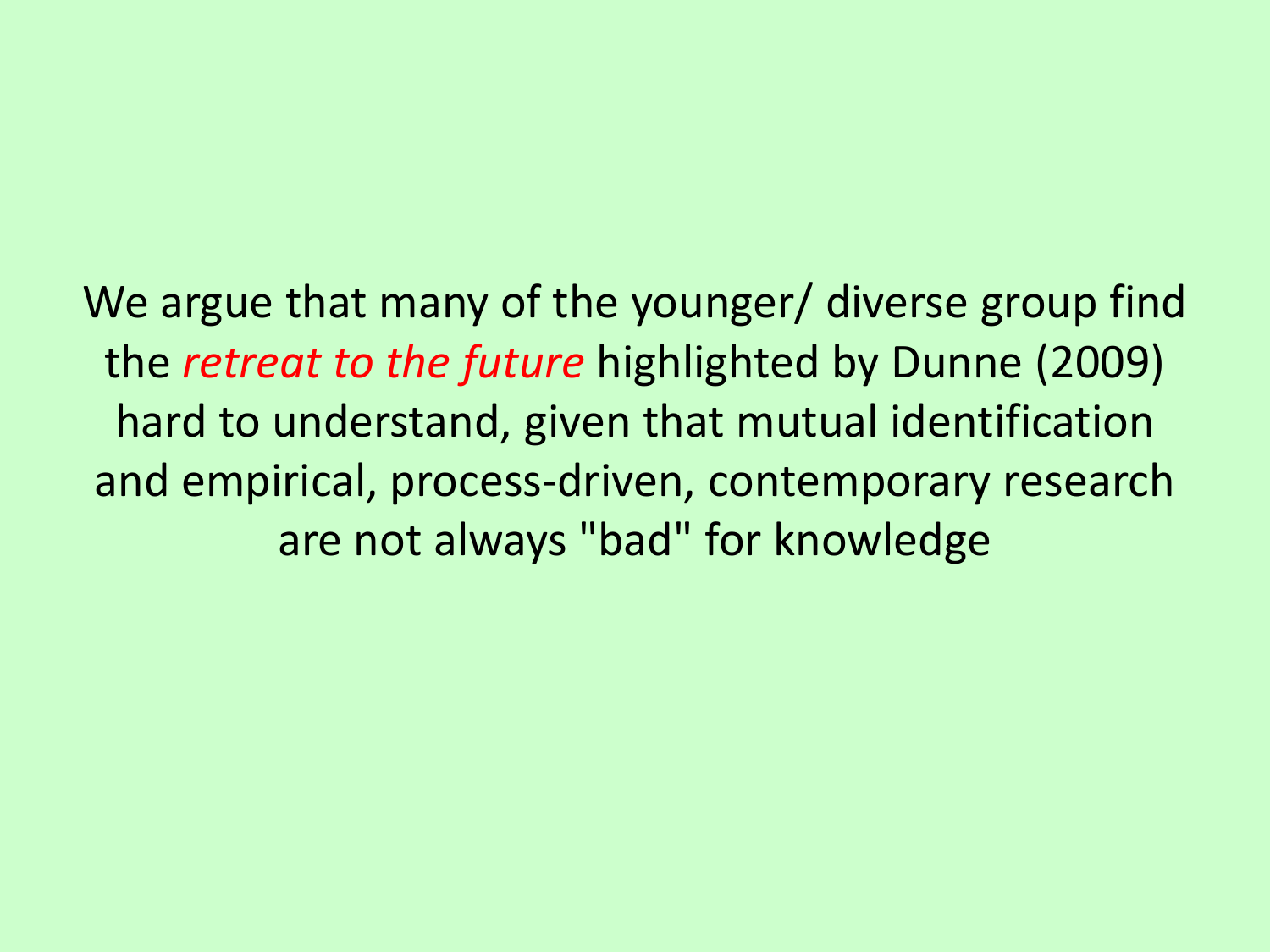We argue that many of the younger/ diverse group find the *retreat to the future* highlighted by Dunne (2009) hard to understand, given that mutual identification and empirical, process-driven, contemporary research are not always "bad" for knowledge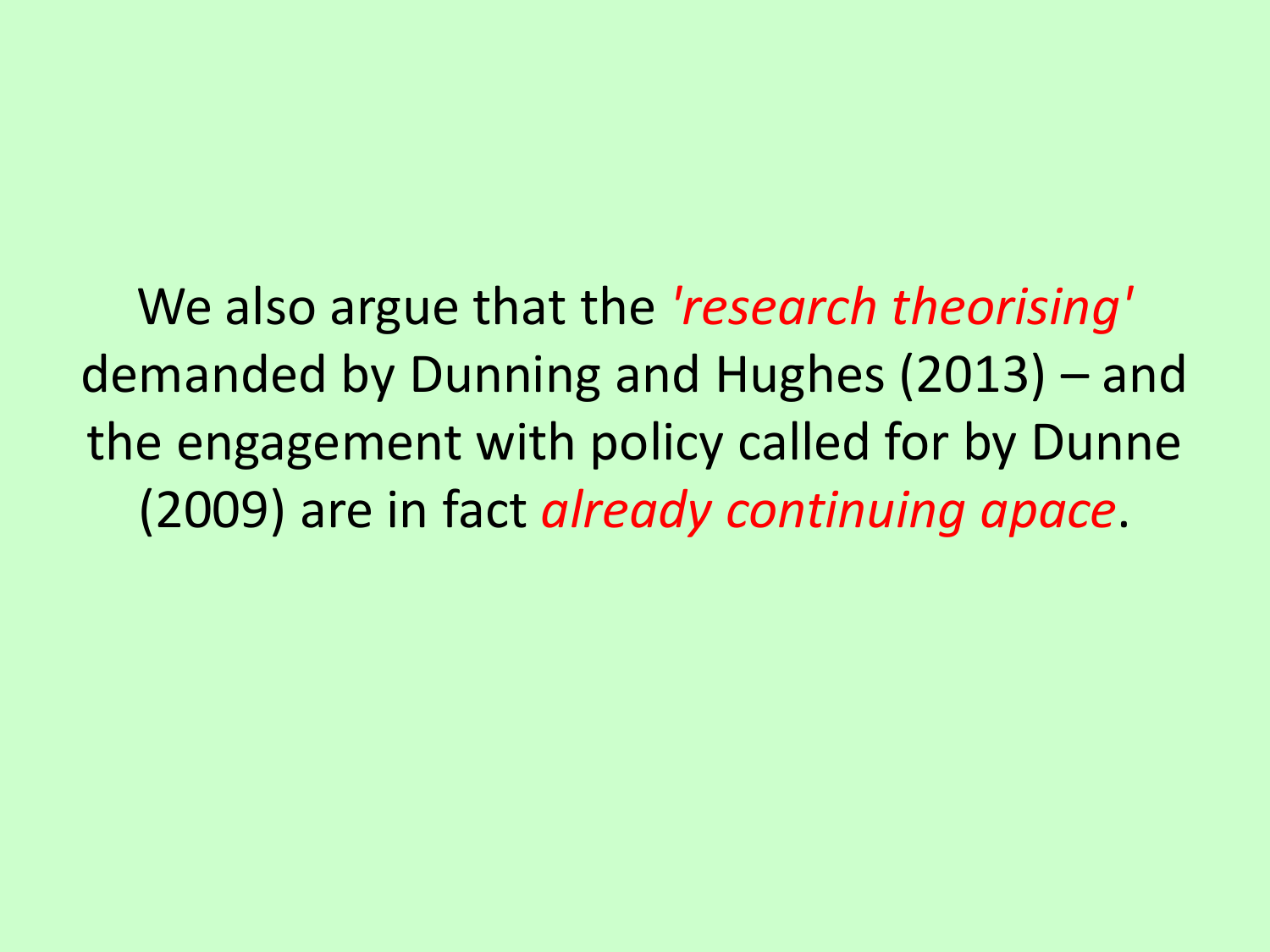We also argue that the *'research theorising'* demanded by Dunning and Hughes (2013) – and the engagement with policy called for by Dunne (2009) are in fact *already continuing apace*.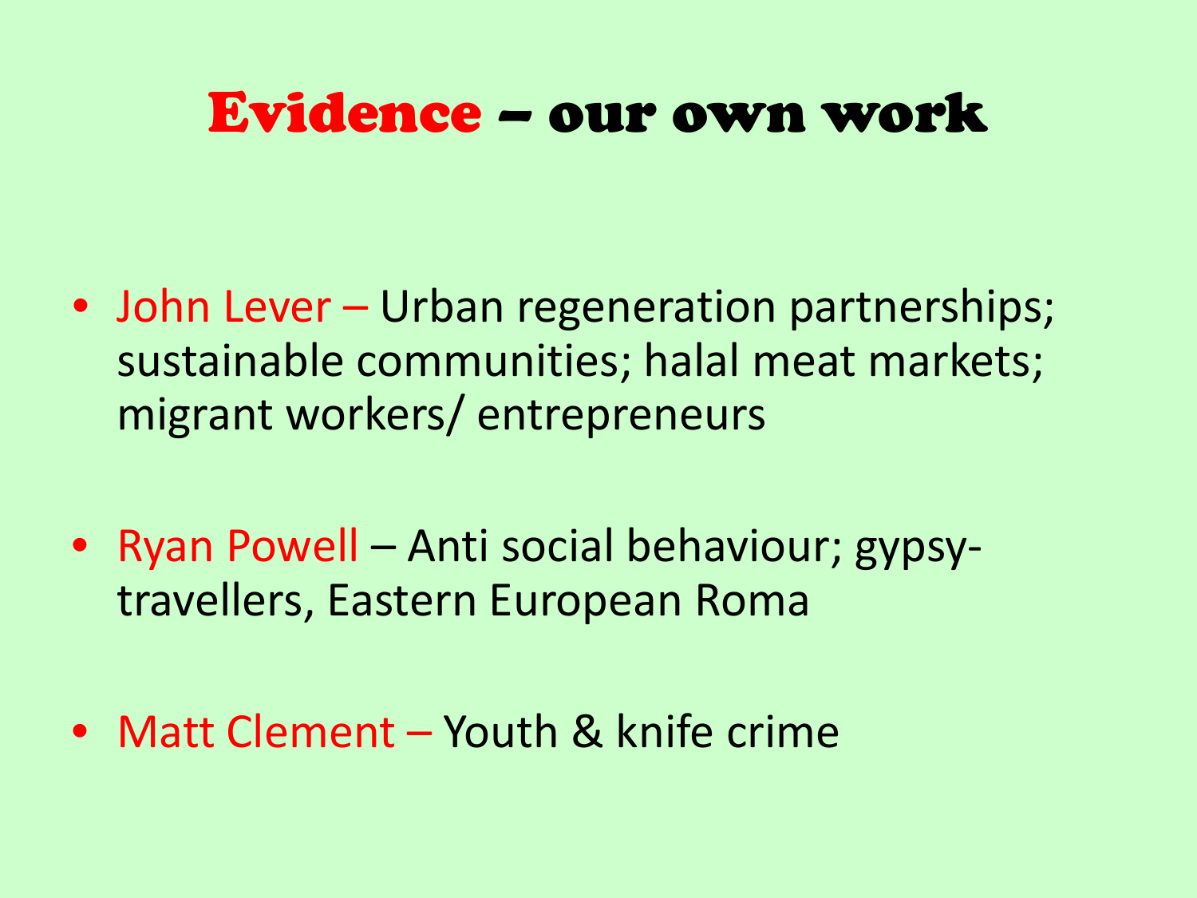# Evidence – our own work

- John Lever – Urban regeneration partnerships; sustainable communities; halal meat markets; migrant workers/ entrepreneurs

- Ryan Powell – Anti social behaviour; gypsy-travellers, Eastern European Roma

- Matt Clement – Youth & knife crime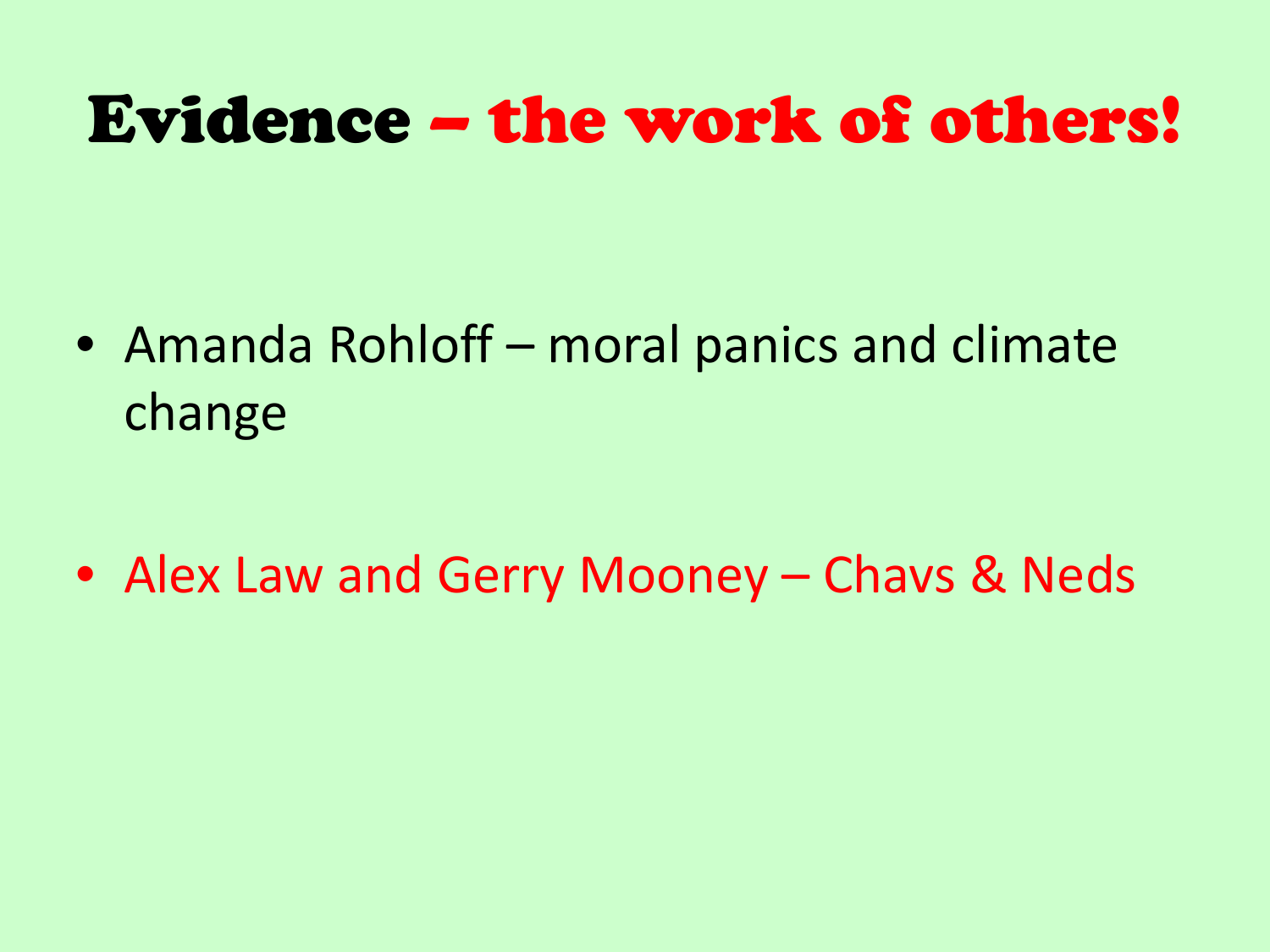# Evidence – the work of others!

- Amanda Rohloff – moral panics and climate change
- Alex Law and Gerry Mooney – Chavs & Neds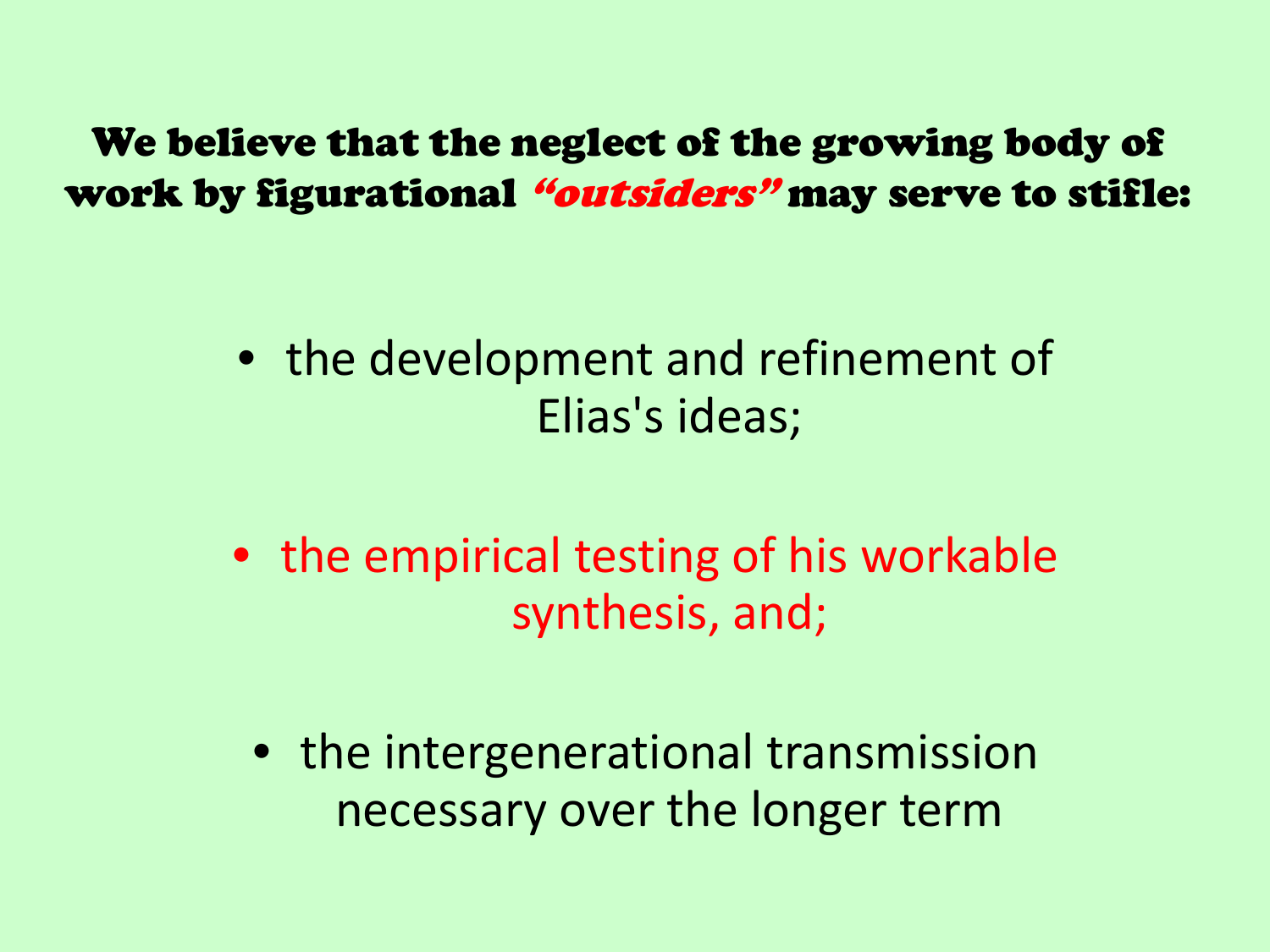**We believe that the neglect of the growing body of work by figurational *"outsiders"* may serve to stifle:**

- the development and refinement of Elias's ideas;
- the empirical testing of his workable synthesis, and;
- the intergenerational transmission necessary over the longer term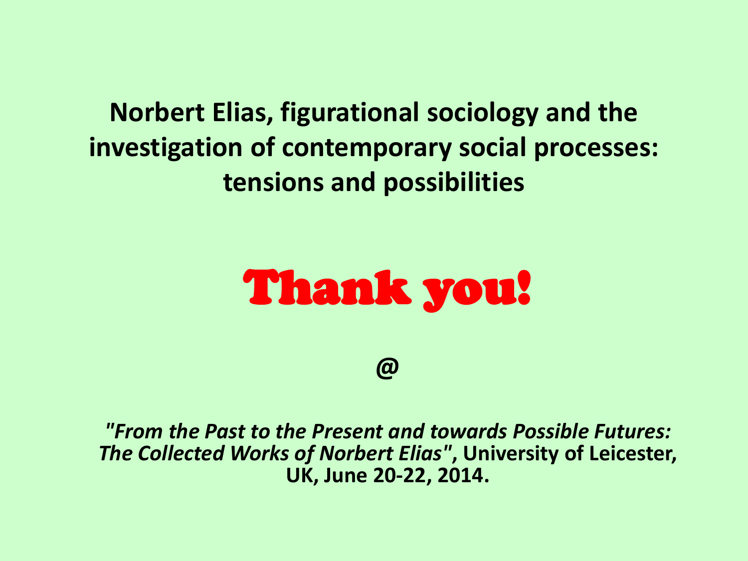**Norbert Elias, figurational sociology and the investigation of contemporary social processes: tensions and possibilities**

# Thank you!

**@**

***"From the Past to the Present and towards Possible Futures: The Collected Works of Norbert Elias"*, University of Leicester, UK, June 20-22, 2014.**